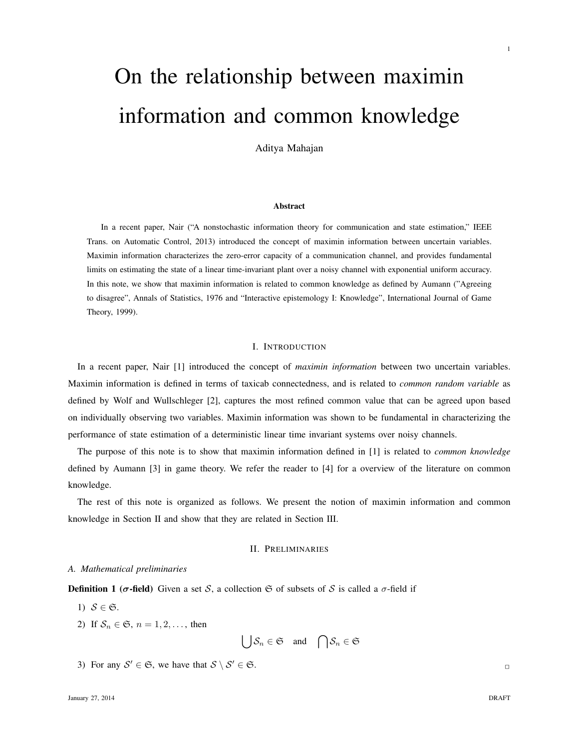# On the relationship between maximin information and common knowledge

Aditya Mahajan

### Abstract

In a recent paper, Nair ("A nonstochastic information theory for communication and state estimation," IEEE Trans. on Automatic Control, 2013) introduced the concept of maximin information between uncertain variables. Maximin information characterizes the zero-error capacity of a communication channel, and provides fundamental limits on estimating the state of a linear time-invariant plant over a noisy channel with exponential uniform accuracy. In this note, we show that maximin information is related to common knowledge as defined by Aumann ("Agreeing to disagree", Annals of Statistics, 1976 and "Interactive epistemology I: Knowledge", International Journal of Game Theory, 1999).

## I. Introduction

In a recent paper, Nair [1] introduced the concept of *maximin information* between two uncertain variables. Maximin information is defined in terms of taxicab connectedness, and is related to *common random variable* as defined by Wolf and Wullschleger [2], captures the most refined common value that can be agreed upon based on individually observing two variables. Maximin information was shown to be fundamental in characterizing the performance of state estimation of a deterministic linear time invariant systems over noisy channels.

The purpose of this note is to show that maximin information defined in [1] is related to *common knowledge* defined by Aumann [3] in game theory. We refer the reader to [4] for a overview of the literature on common knowledge.

The rest of this note is organized as follows. We present the notion of maximin information and common knowledge in Section II and show that they are related in Section III.

## II. Preliminaries

### A. Mathematical preliminaries

**Definition 1 ($\sigma$-field)** Given a set $\mathcal{S}$, a collection $\mathfrak{S}$ of subsets of $\mathcal{S}$ is called a $\sigma$-field if

1) $\mathcal{S} \in \mathfrak{S}$.
2) If $\mathcal{S}_n \in \mathfrak{S}$, $n = 1, 2, \dots$, then
$$\bigcup \mathcal{S}_n \in \mathfrak{S} \quad \text{and} \quad \bigcap \mathcal{S}_n \in \mathfrak{S}$$
3) For any $\mathcal{S}' \in \mathfrak{S}$, we have that $\mathcal{S} \setminus \mathcal{S}' \in \mathfrak{S}$. □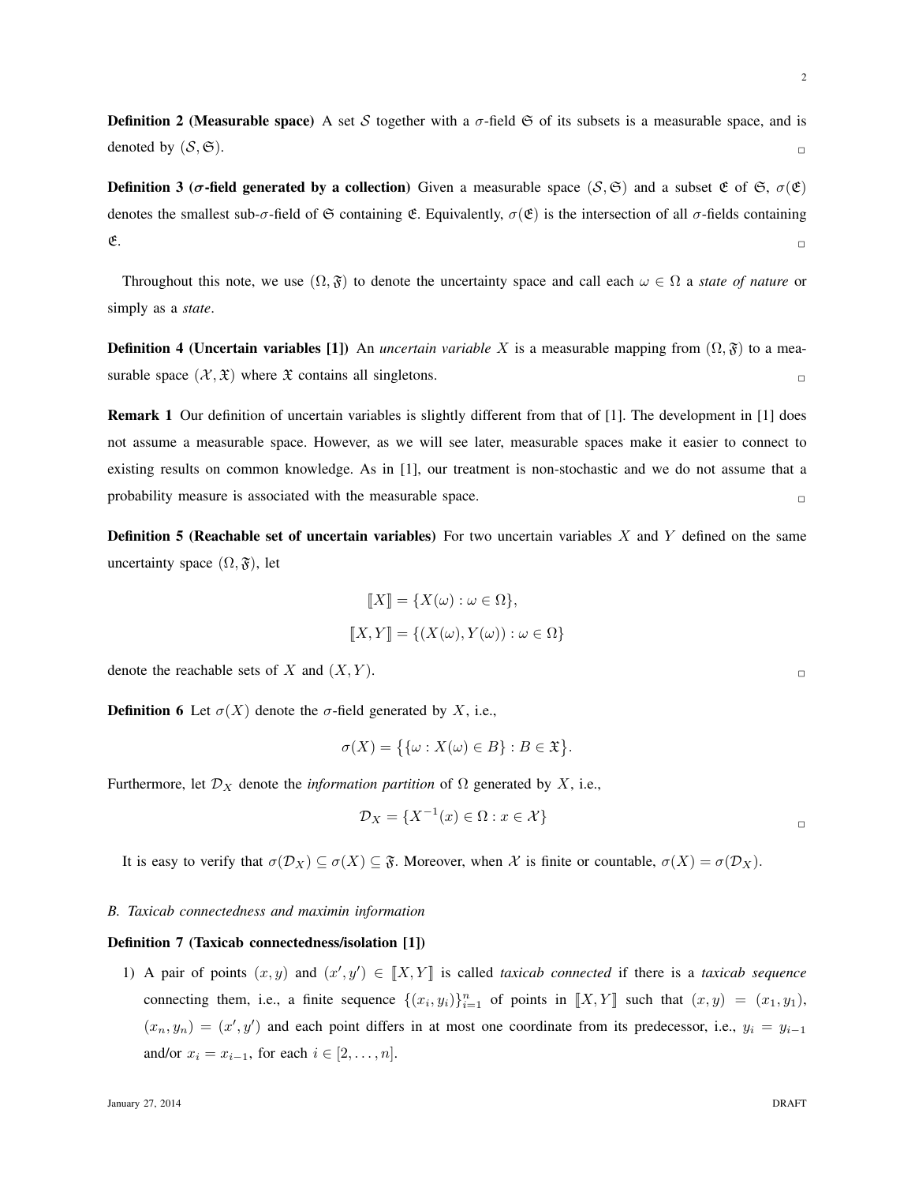**Definition 2 (Measurable space)** A set $\mathcal{S}$ together with a $\sigma$-field $\mathfrak{S}$ of its subsets is a measurable space, and is denoted by $(\mathcal{S}, \mathfrak{S})$. $\square$

**Definition 3 ($\sigma$-field generated by a collection)** Given a measurable space $(\mathcal{S}, \mathfrak{S})$ and a subset $\mathfrak{E}$ of $\mathfrak{S}$, $\sigma(\mathfrak{E})$ denotes the smallest sub-$\sigma$-field of $\mathfrak{S}$ containing $\mathfrak{E}$. Equivalently, $\sigma(\mathfrak{E})$ is the intersection of all $\sigma$-fields containing $\mathfrak{E}$. $\square$

Throughout this note, we use $(\Omega, \mathfrak{F})$ to denote the uncertainty space and call each $\omega \in \Omega$ a *state of nature* or simply as a *state*.

**Definition 4 (Uncertain variables [1])** An *uncertain variable* $X$ is a measurable mapping from $(\Omega, \mathfrak{F})$ to a measurable space $(\mathcal{X}, \mathfrak{X})$ where $\mathfrak{X}$ contains all singletons. $\square$

**Remark 1** Our definition of uncertain variables is slightly different from that of [1]. The development in [1] does not assume a measurable space. However, as we will see later, measurable spaces make it easier to connect to existing results on common knowledge. As in [1], our treatment is non-stochastic and we do not assume that a probability measure is associated with the measurable space. $\square$

**Definition 5 (Reachable set of uncertain variables)** For two uncertain variables $X$ and $Y$ defined on the same uncertainty space $(\Omega, \mathfrak{F})$, let

$$[\![X]\!] = \{X(\omega) : \omega \in \Omega\},$$

$$[\![X, Y]\!] = \{(X(\omega), Y(\omega)) : \omega \in \Omega\}$$

denote the reachable sets of $X$ and $(X, Y)$. $\square$

**Definition 6** Let $\sigma(X)$ denote the $\sigma$-field generated by $X$, i.e.,

$$\sigma(X) = \big\{\{\omega : X(\omega) \in B\} : B \in \mathfrak{X}\big\}.$$

Furthermore, let $\mathcal{D}_X$ denote the *information partition* of $\Omega$ generated by $X$, i.e.,

$$\mathcal{D}_X = \{X^{-1}(x) \in \Omega : x \in \mathcal{X}\}$$

$\square$

It is easy to verify that $\sigma(\mathcal{D}_X) \subseteq \sigma(X) \subseteq \mathfrak{F}$. Moreover, when $\mathcal{X}$ is finite or countable, $\sigma(X) = \sigma(\mathcal{D}_X)$.

### *B. Taxicab connectedness and maximin information*

**Definition 7 (Taxicab connectedness/isolation [1])**

1) A pair of points $(x, y)$ and $(x', y') \in [\![X, Y]\!]$ is called *taxicab connected* if there is a *taxicab sequence* connecting them, i.e., a finite sequence $\{(x_i, y_i)\}_{i=1}^n$ of points in $[\![X, Y]\!]$ such that $(x, y) = (x_1, y_1)$, $(x_n, y_n) = (x', y')$ and each point differs in at most one coordinate from its predecessor, i.e., $y_i = y_{i-1}$ and/or $x_i = x_{i-1}$, for each $i \in [2, \ldots, n]$.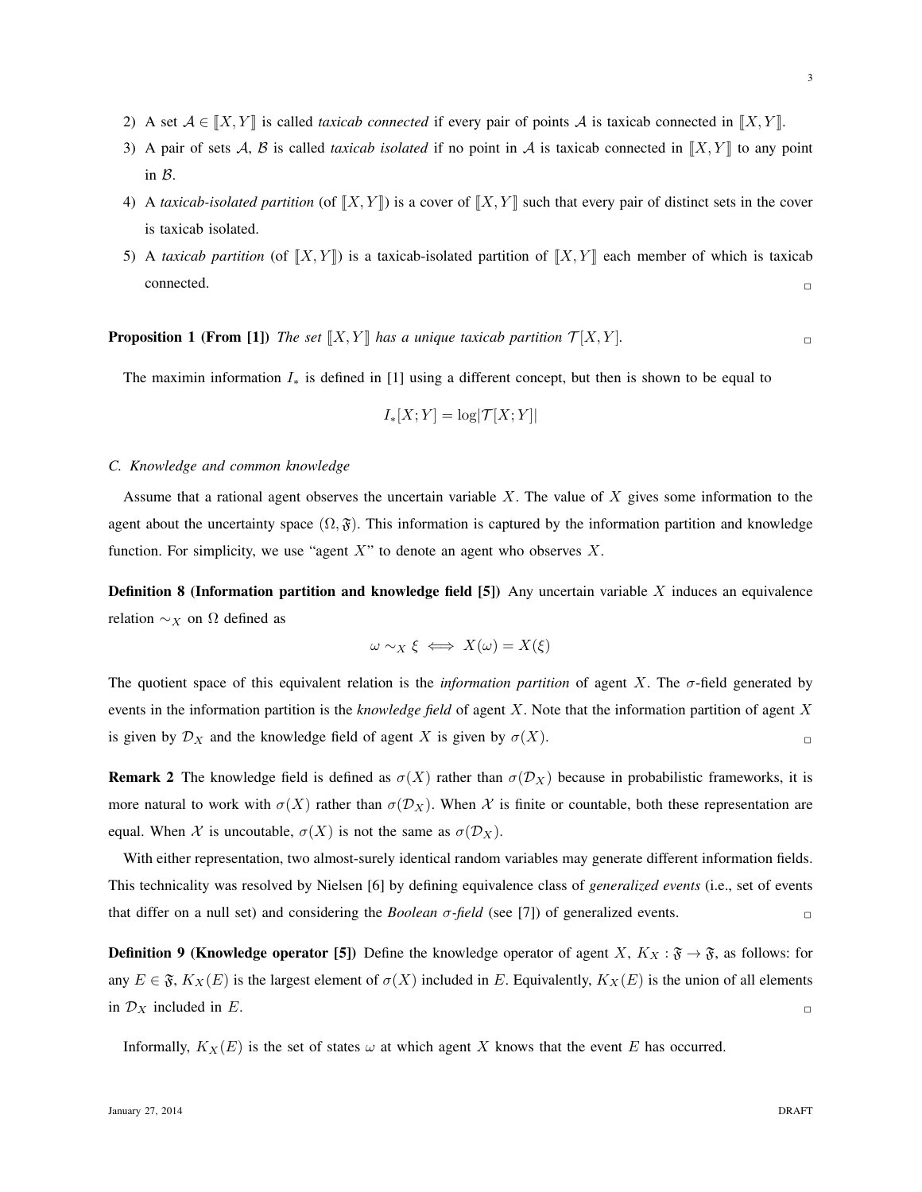2) A set $\mathcal{A} \in [\![X, Y]\!]$ is called *taxicab connected* if every pair of points $\mathcal{A}$ is taxicab connected in $[\![X, Y]\!]$.
3) A pair of sets $\mathcal{A}$, $\mathcal{B}$ is called *taxicab isolated* if no point in $\mathcal{A}$ is taxicab connected in $[\![X, Y]\!]$ to any point in $\mathcal{B}$.
4) A *taxicab-isolated partition* (of $[\![X, Y]\!]$) is a cover of $[\![X, Y]\!]$ such that every pair of distinct sets in the cover is taxicab isolated.
5) A *taxicab partition* (of $[\![X, Y]\!]$) is a taxicab-isolated partition of $[\![X, Y]\!]$ each member of which is taxicab connected. □

**Proposition 1 (From [1])** *The set $[\![X, Y]\!]$ has a unique taxicab partition $\mathcal{T}[X, Y]$.* □

The maximin information $I_*$ is defined in [1] using a different concept, but then is shown to be equal to

$$I_*[X; Y] = \log|\mathcal{T}[X; Y]|$$

### C. Knowledge and common knowledge

Assume that a rational agent observes the uncertain variable $X$. The value of $X$ gives some information to the agent about the uncertainty space $(\Omega, \mathfrak{F})$. This information is captured by the information partition and knowledge function. For simplicity, we use "agent $X$" to denote an agent who observes $X$.

**Definition 8 (Information partition and knowledge field [5])** Any uncertain variable $X$ induces an equivalence relation $\sim_X$ on $\Omega$ defined as

$$\omega \sim_X \xi \iff X(\omega) = X(\xi)$$

The quotient space of this equivalent relation is the *information partition* of agent $X$. The $\sigma$-field generated by events in the information partition is the *knowledge field* of agent $X$. Note that the information partition of agent $X$ is given by $\mathcal{D}_X$ and the knowledge field of agent $X$ is given by $\sigma(X)$. □

**Remark 2** The knowledge field is defined as $\sigma(X)$ rather than $\sigma(\mathcal{D}_X)$ because in probabilistic frameworks, it is more natural to work with $\sigma(X)$ rather than $\sigma(\mathcal{D}_X)$. When $\mathcal{X}$ is finite or countable, both these representation are equal. When $\mathcal{X}$ is uncoutable, $\sigma(X)$ is not the same as $\sigma(\mathcal{D}_X)$.

With either representation, two almost-surely identical random variables may generate different information fields. This technicality was resolved by Nielsen [6] by defining equivalence class of *generalized events* (i.e., set of events that differ on a null set) and considering the *Boolean $\sigma$-field* (see [7]) of generalized events. □

**Definition 9 (Knowledge operator [5])** Define the knowledge operator of agent $X$, $K_X : \mathfrak{F} \to \mathfrak{F}$, as follows: for any $E \in \mathfrak{F}$, $K_X(E)$ is the largest element of $\sigma(X)$ included in $E$. Equivalently, $K_X(E)$ is the union of all elements in $\mathcal{D}_X$ included in $E$. □

Informally, $K_X(E)$ is the set of states $\omega$ at which agent $X$ knows that the event $E$ has occurred.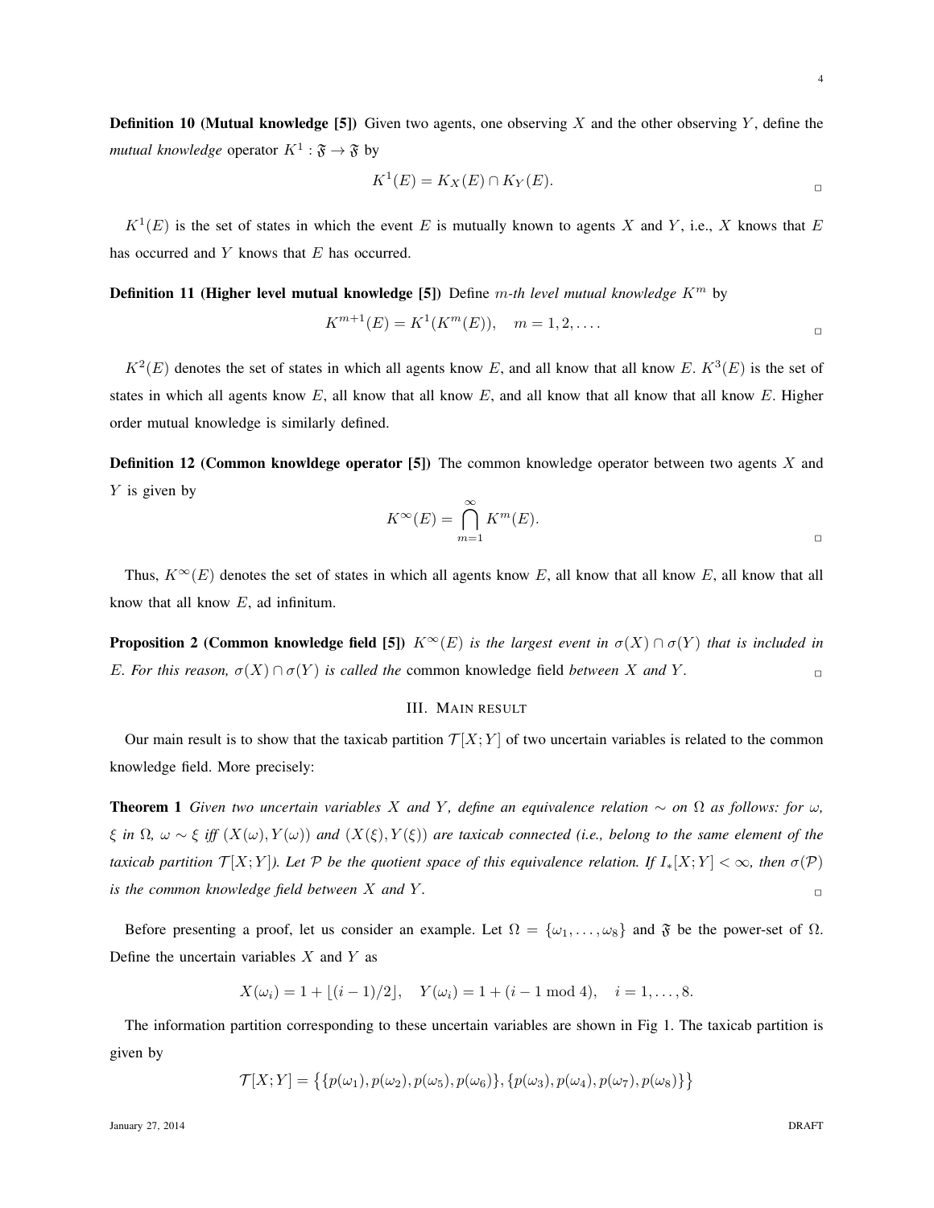**Definition 10 (Mutual knowledge [5])** Given two agents, one observing $X$ and the other observing $Y$, define the *mutual knowledge* operator $K^1 : \mathfrak{F} \to \mathfrak{F}$ by

$$K^1(E) = K_X(E) \cap K_Y(E).$$

$K^1(E)$ is the set of states in which the event $E$ is mutually known to agents $X$ and $Y$, i.e., $X$ knows that $E$ has occurred and $Y$ knows that $E$ has occurred.

**Definition 11 (Higher level mutual knowledge [5])** Define *$m$-th level mutual knowledge* $K^m$ by

$$K^{m+1}(E) = K^1(K^m(E)), \quad m = 1, 2, \ldots.$$

$K^2(E)$ denotes the set of states in which all agents know $E$, and all know that all know $E$. $K^3(E)$ is the set of states in which all agents know $E$, all know that all know $E$, and all know that all know that all know $E$. Higher order mutual knowledge is similarly defined.

**Definition 12 (Common knowldege operator [5])** The common knowledge operator between two agents $X$ and $Y$ is given by

$$K^\infty(E) = \bigcap_{m=1}^{\infty} K^m(E).$$

Thus, $K^\infty(E)$ denotes the set of states in which all agents know $E$, all know that all know $E$, all know that all know that all know $E$, ad infinitum.

**Proposition 2 (Common knowledge field [5])** *$K^\infty(E)$ is the largest event in $\sigma(X) \cap \sigma(Y)$ that is included in $E$. For this reason, $\sigma(X) \cap \sigma(Y)$ is called the* common knowledge field *between $X$ and $Y$.*

## III. Main result

Our main result is to show that the taxicab partition $\mathcal{T}[X;Y]$ of two uncertain variables is related to the common knowledge field. More precisely:

**Theorem 1** *Given two uncertain variables $X$ and $Y$, define an equivalence relation $\sim$ on $\Omega$ as follows: for $\omega$, $\xi$ in $\Omega$, $\omega \sim \xi$ iff $(X(\omega), Y(\omega))$ and $(X(\xi), Y(\xi))$ are taxicab connected (i.e., belong to the same element of the taxicab partition $\mathcal{T}[X;Y]$). Let $\mathcal{P}$ be the quotient space of this equivalence relation. If $I_*[X;Y] < \infty$, then $\sigma(\mathcal{P})$ is the common knowledge field between $X$ and $Y$.*

Before presenting a proof, let us consider an example. Let $\Omega = \{\omega_1, \ldots, \omega_8\}$ and $\mathfrak{F}$ be the power-set of $\Omega$. Define the uncertain variables $X$ and $Y$ as

$$X(\omega_i) = 1 + \lfloor (i-1)/2 \rfloor, \quad Y(\omega_i) = 1 + (i - 1 \bmod 4), \quad i = 1, \ldots, 8.$$

The information partition corresponding to these uncertain variables are shown in Fig 1. The taxicab partition is given by

$$\mathcal{T}[X;Y] = \big\{\{p(\omega_1), p(\omega_2), p(\omega_5), p(\omega_6)\}, \{p(\omega_3), p(\omega_4), p(\omega_7), p(\omega_8)\}\big\}$$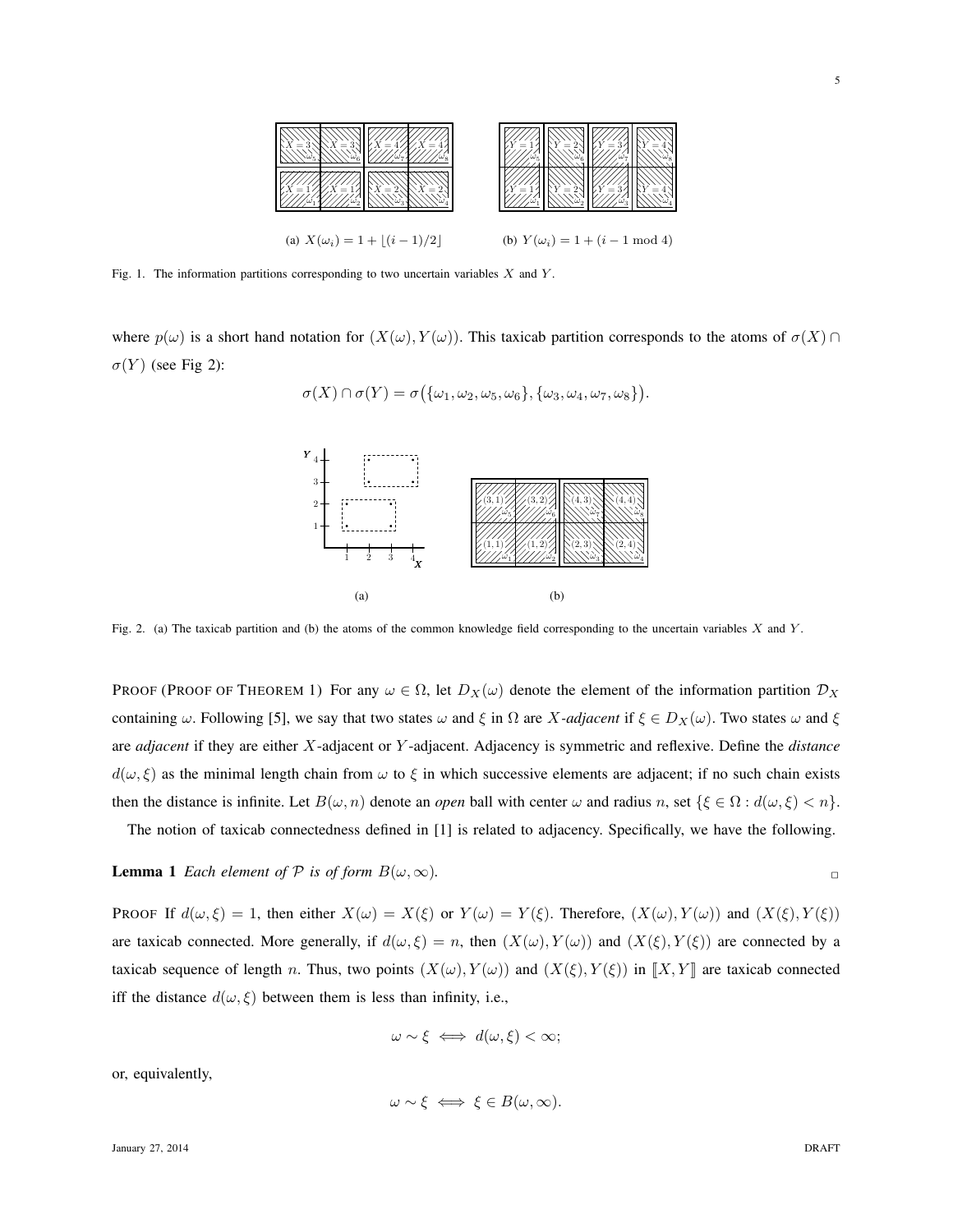(a) $X(\omega_i) = 1 + \lfloor (i-1)/2 \rfloor$

(b) $Y(\omega_i) = 1 + (i - 1 \bmod 4)$

Fig. 1. The information partitions corresponding to two uncertain variables $X$ and $Y$.

where $p(\omega)$ is a short hand notation for $(X(\omega), Y(\omega))$. This taxicab partition corresponds to the atoms of $\sigma(X) \cap \sigma(Y)$ (see Fig 2):

$$\sigma(X) \cap \sigma(Y) = \sigma\big(\{\omega_1, \omega_2, \omega_5, \omega_6\}, \{\omega_3, \omega_4, \omega_7, \omega_8\}\big).$$

(a)

(b)

Fig. 2. (a) The taxicab partition and (b) the atoms of the common knowledge field corresponding to the uncertain variables $X$ and $Y$.

PROOF (PROOF OF THEOREM 1) For any $\omega \in \Omega$, let $D_X(\omega)$ denote the element of the information partition $\mathcal{D}_X$ containing $\omega$. Following [5], we say that two states $\omega$ and $\xi$ in $\Omega$ are *$X$-adjacent* if $\xi \in D_X(\omega)$. Two states $\omega$ and $\xi$ are *adjacent* if they are either $X$-adjacent or $Y$-adjacent. Adjacency is symmetric and reflexive. Define the *distance* $d(\omega, \xi)$ as the minimal length chain from $\omega$ to $\xi$ in which successive elements are adjacent; if no such chain exists then the distance is infinite. Let $B(\omega, n)$ denote an *open* ball with center $\omega$ and radius $n$, set $\{\xi \in \Omega : d(\omega, \xi) < n\}$.

The notion of taxicab connectedness defined in [1] is related to adjacency. Specifically, we have the following.

**Lemma 1** *Each element of $\mathcal{P}$ is of form $B(\omega, \infty)$.* $\square$

PROOF If $d(\omega, \xi) = 1$, then either $X(\omega) = X(\xi)$ or $Y(\omega) = Y(\xi)$. Therefore, $(X(\omega), Y(\omega))$ and $(X(\xi), Y(\xi))$ are taxicab connected. More generally, if $d(\omega, \xi) = n$, then $(X(\omega), Y(\omega))$ and $(X(\xi), Y(\xi))$ are connected by a taxicab sequence of length $n$. Thus, two points $(X(\omega), Y(\omega))$ and $(X(\xi), Y(\xi))$ in $[\![X, Y]\!]$ are taxicab connected iff the distance $d(\omega, \xi)$ between them is less than infinity, i.e.,

$$\omega \sim \xi \iff d(\omega, \xi) < \infty;$$

or, equivalently,

$$\omega \sim \xi \iff \xi \in B(\omega, \infty).$$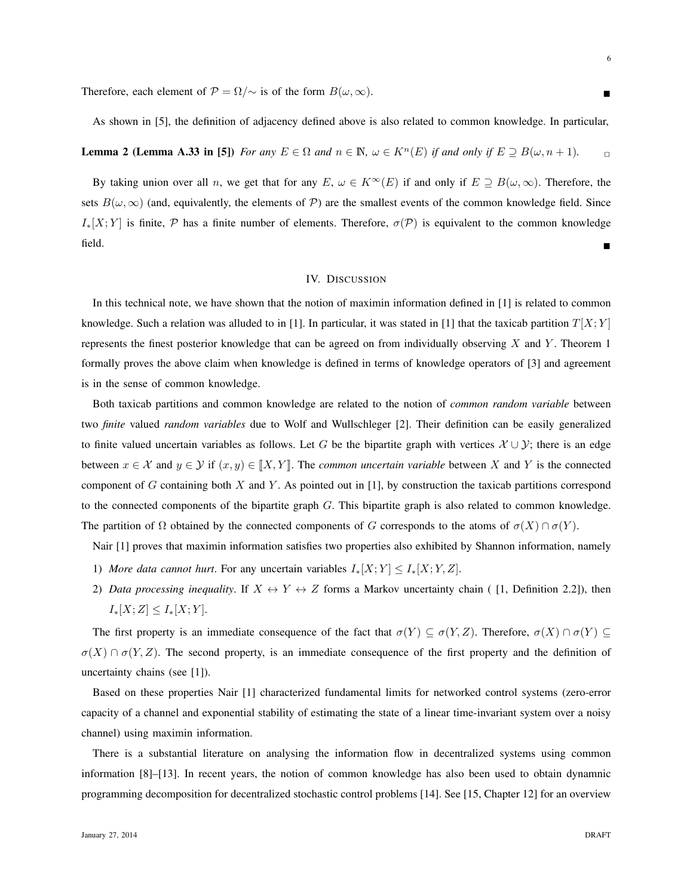Therefore, each element of $\mathcal{P} = \Omega/\sim$ is of the form $B(\omega, \infty)$. ∎

As shown in [5], the definition of adjacency defined above is also related to common knowledge. In particular,

**Lemma 2 (Lemma A.33 in [5])** *For any $E \in \Omega$ and $n \in \mathbb{N}$, $\omega \in K^n(E)$ if and only if $E \supseteq B(\omega, n+1)$.* □

By taking union over all $n$, we get that for any $E$, $\omega \in K^\infty(E)$ if and only if $E \supseteq B(\omega, \infty)$. Therefore, the sets $B(\omega, \infty)$ (and, equivalently, the elements of $\mathcal{P}$) are the smallest events of the common knowledge field. Since $I_*[X;Y]$ is finite, $\mathcal{P}$ has a finite number of elements. Therefore, $\sigma(\mathcal{P})$ is equivalent to the common knowledge field. ∎

## IV. Discussion

In this technical note, we have shown that the notion of maximin information defined in [1] is related to common knowledge. Such a relation was alluded to in [1]. In particular, it was stated in [1] that the taxicab partition $T[X;Y]$ represents the finest posterior knowledge that can be agreed on from individually observing $X$ and $Y$. Theorem 1 formally proves the above claim when knowledge is defined in terms of knowledge operators of [3] and agreement is in the sense of common knowledge.

Both taxicab partitions and common knowledge are related to the notion of *common random variable* between two *finite* valued *random variables* due to Wolf and Wullschleger [2]. Their definition can be easily generalized to finite valued uncertain variables as follows. Let $G$ be the bipartite graph with vertices $\mathcal{X} \cup \mathcal{Y}$; there is an edge between $x \in \mathcal{X}$ and $y \in \mathcal{Y}$ if $(x, y) \in [\![X, Y]\!]$. The *common uncertain variable* between $X$ and $Y$ is the connected component of $G$ containing both $X$ and $Y$. As pointed out in [1], by construction the taxicab partitions correspond to the connected components of the bipartite graph $G$. This bipartite graph is also related to common knowledge. The partition of $\Omega$ obtained by the connected components of $G$ corresponds to the atoms of $\sigma(X) \cap \sigma(Y)$.

Nair [1] proves that maximin information satisfies two properties also exhibited by Shannon information, namely

1) *More data cannot hurt*. For any uncertain variables $I_*[X;Y] \leq I_*[X;Y,Z]$.
2) *Data processing inequality*. If $X \leftrightarrow Y \leftrightarrow Z$ forms a Markov uncertainty chain ( [1, Definition 2.2]), then $I_*[X;Z] \leq I_*[X;Y]$.

The first property is an immediate consequence of the fact that $\sigma(Y) \subseteq \sigma(Y, Z)$. Therefore, $\sigma(X) \cap \sigma(Y) \subseteq \sigma(X) \cap \sigma(Y, Z)$. The second property, is an immediate consequence of the first property and the definition of uncertainty chains (see [1]).

Based on these properties Nair [1] characterized fundamental limits for networked control systems (zero-error capacity of a channel and exponential stability of estimating the state of a linear time-invariant system over a noisy channel) using maximin information.

There is a substantial literature on analysing the information flow in decentralized systems using common information [8]–[13]. In recent years, the notion of common knowledge has also been used to obtain dynamnic programming decomposition for decentralized stochastic control problems [14]. See [15, Chapter 12] for an overview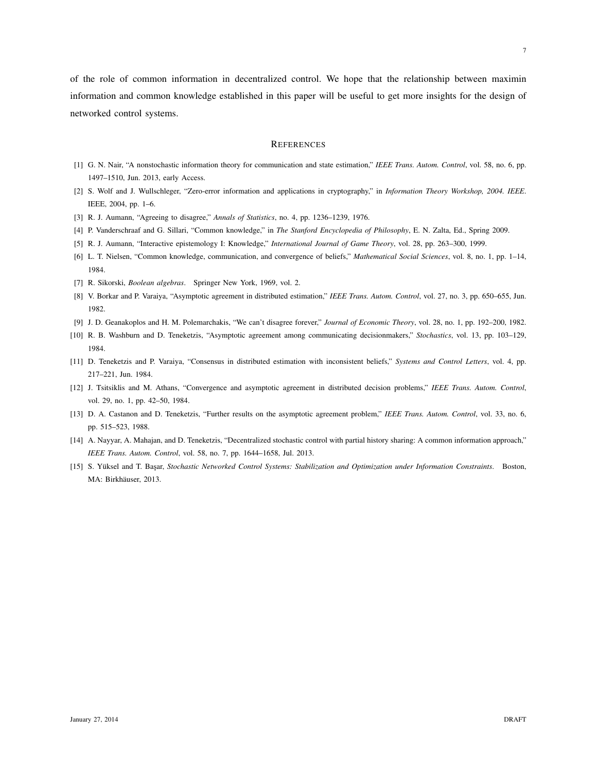of the role of common information in decentralized control. We hope that the relationship between maximin information and common knowledge established in this paper will be useful to get more insights for the design of networked control systems.

## References

[1] G. N. Nair, "A nonstochastic information theory for communication and state estimation," *IEEE Trans. Autom. Control*, vol. 58, no. 6, pp. 1497–1510, Jun. 2013, early Access.

[2] S. Wolf and J. Wullschleger, "Zero-error information and applications in cryptography," in *Information Theory Workshop, 2004. IEEE*. IEEE, 2004, pp. 1–6.

[3] R. J. Aumann, "Agreeing to disagree," *Annals of Statistics*, no. 4, pp. 1236–1239, 1976.

[4] P. Vanderschraaf and G. Sillari, "Common knowledge," in *The Stanford Encyclopedia of Philosophy*, E. N. Zalta, Ed., Spring 2009.

[5] R. J. Aumann, "Interactive epistemology I: Knowledge," *International Journal of Game Theory*, vol. 28, pp. 263–300, 1999.

[6] L. T. Nielsen, "Common knowledge, communication, and convergence of beliefs," *Mathematical Social Sciences*, vol. 8, no. 1, pp. 1–14, 1984.

[7] R. Sikorski, *Boolean algebras*. Springer New York, 1969, vol. 2.

[8] V. Borkar and P. Varaiya, "Asymptotic agreement in distributed estimation," *IEEE Trans. Autom. Control*, vol. 27, no. 3, pp. 650–655, Jun. 1982.

[9] J. D. Geanakoplos and H. M. Polemarchakis, "We can't disagree forever," *Journal of Economic Theory*, vol. 28, no. 1, pp. 192–200, 1982.

[10] R. B. Washburn and D. Teneketzis, "Asymptotic agreement among communicating decisionmakers," *Stochastics*, vol. 13, pp. 103–129, 1984.

[11] D. Teneketzis and P. Varaiya, "Consensus in distributed estimation with inconsistent beliefs," *Systems and Control Letters*, vol. 4, pp. 217–221, Jun. 1984.

[12] J. Tsitsiklis and M. Athans, "Convergence and asymptotic agreement in distributed decision problems," *IEEE Trans. Autom. Control*, vol. 29, no. 1, pp. 42–50, 1984.

[13] D. A. Castanon and D. Teneketzis, "Further results on the asymptotic agreement problem," *IEEE Trans. Autom. Control*, vol. 33, no. 6, pp. 515–523, 1988.

[14] A. Nayyar, A. Mahajan, and D. Teneketzis, "Decentralized stochastic control with partial history sharing: A common information approach," *IEEE Trans. Autom. Control*, vol. 58, no. 7, pp. 1644–1658, Jul. 2013.

[15] S. Yüksel and T. Başar, *Stochastic Networked Control Systems: Stabilization and Optimization under Information Constraints*. Boston, MA: Birkhäuser, 2013.